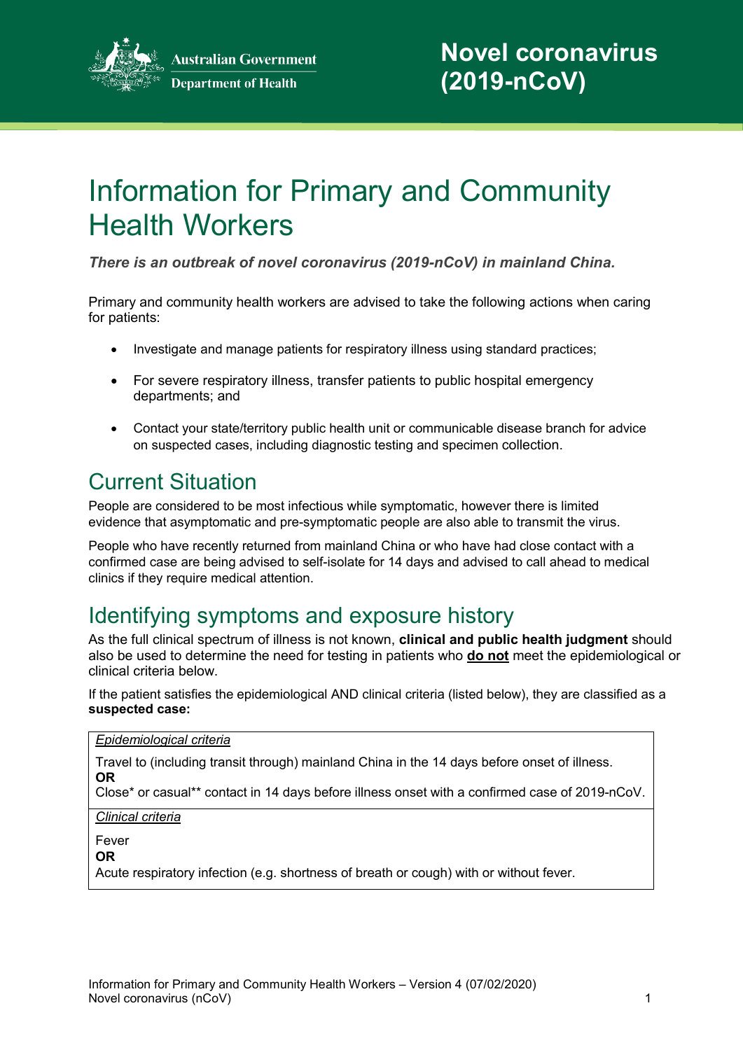# Novel coronavirus (2019-nCoV)

# Information for Primary and Community Health Workers

***There is an outbreak of novel coronavirus (2019-nCoV) in mainland China.***

Primary and community health workers are advised to take the following actions when caring for patients:

- Investigate and manage patients for respiratory illness using standard practices;
- For severe respiratory illness, transfer patients to public hospital emergency departments; and
- Contact your state/territory public health unit or communicable disease branch for advice on suspected cases, including diagnostic testing and specimen collection.

## Current Situation

People are considered to be most infectious while symptomatic, however there is limited evidence that asymptomatic and pre-symptomatic people are also able to transmit the virus.

People who have recently returned from mainland China or who have had close contact with a confirmed case are being advised to self-isolate for 14 days and advised to call ahead to medical clinics if they require medical attention.

## Identifying symptoms and exposure history

As the full clinical spectrum of illness is not known, **clinical and public health judgment** should also be used to determine the need for testing in patients who **do not** meet the epidemiological or clinical criteria below.

If the patient satisfies the epidemiological AND clinical criteria (listed below), they are classified as a **suspected case:**

| *Epidemiological criteria* |
| --- |
| Travel to (including transit through) mainland China in the 14 days before onset of illness.<br>**OR**<br>Close* or casual** contact in 14 days before illness onset with a confirmed case of 2019-nCoV. |
| *Clinical criteria* |
| Fever<br>**OR**<br>Acute respiratory infection (e.g. shortness of breath or cough) with or without fever. |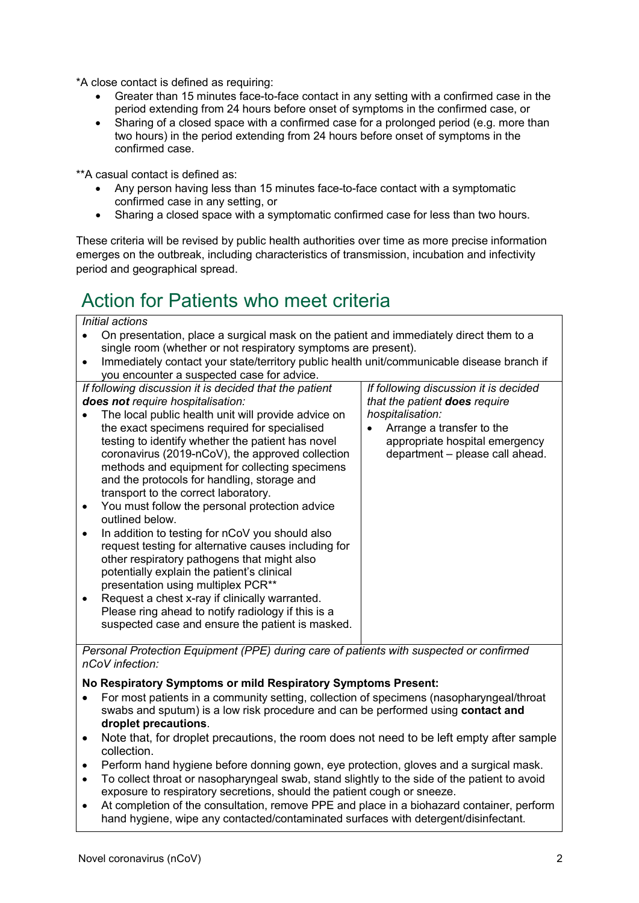*A close contact is defined as requiring:

- Greater than 15 minutes face-to-face contact in any setting with a confirmed case in the period extending from 24 hours before onset of symptoms in the confirmed case, or
- Sharing of a closed space with a confirmed case for a prolonged period (e.g. more than two hours) in the period extending from 24 hours before onset of symptoms in the confirmed case.

**A casual contact is defined as:

- Any person having less than 15 minutes face-to-face contact with a symptomatic confirmed case in any setting, or
- Sharing a closed space with a symptomatic confirmed case for less than two hours.

These criteria will be revised by public health authorities over time as more precise information emerges on the outbreak, including characteristics of transmission, incubation and infectivity period and geographical spread.

# Action for Patients who meet criteria

*Initial actions*

- On presentation, place a surgical mask on the patient and immediately direct them to a single room (whether or not respiratory symptoms are present).
- Immediately contact your state/territory public health unit/communicable disease branch if you encounter a suspected case for advice.

| *If following discussion it is decided that the patient **does not** require hospitalisation:* | *If following discussion it is decided that the patient **does** require hospitalisation:* |
| --- | --- |
| • The local public health unit will provide advice on the exact specimens required for specialised testing to identify whether the patient has novel coronavirus (2019-nCoV), the approved collection methods and equipment for collecting specimens and the protocols for handling, storage and transport to the correct laboratory.<br>• You must follow the personal protection advice outlined below.<br>• In addition to testing for nCoV you should also request testing for alternative causes including for other respiratory pathogens that might also potentially explain the patient's clinical presentation using multiplex PCR**<br>• Request a chest x-ray if clinically warranted. Please ring ahead to notify radiology if this is a suspected case and ensure the patient is masked. | • Arrange a transfer to the appropriate hospital emergency department – please call ahead. |

*Personal Protection Equipment (PPE) during care of patients with suspected or confirmed nCoV infection:*

**No Respiratory Symptoms or mild Respiratory Symptoms Present:**

- For most patients in a community setting, collection of specimens (nasopharyngeal/throat swabs and sputum) is a low risk procedure and can be performed using **contact and droplet precautions**.
- Note that, for droplet precautions, the room does not need to be left empty after sample collection.
- Perform hand hygiene before donning gown, eye protection, gloves and a surgical mask.
- To collect throat or nasopharyngeal swab, stand slightly to the side of the patient to avoid exposure to respiratory secretions, should the patient cough or sneeze.
- At completion of the consultation, remove PPE and place in a biohazard container, perform hand hygiene, wipe any contacted/contaminated surfaces with detergent/disinfectant.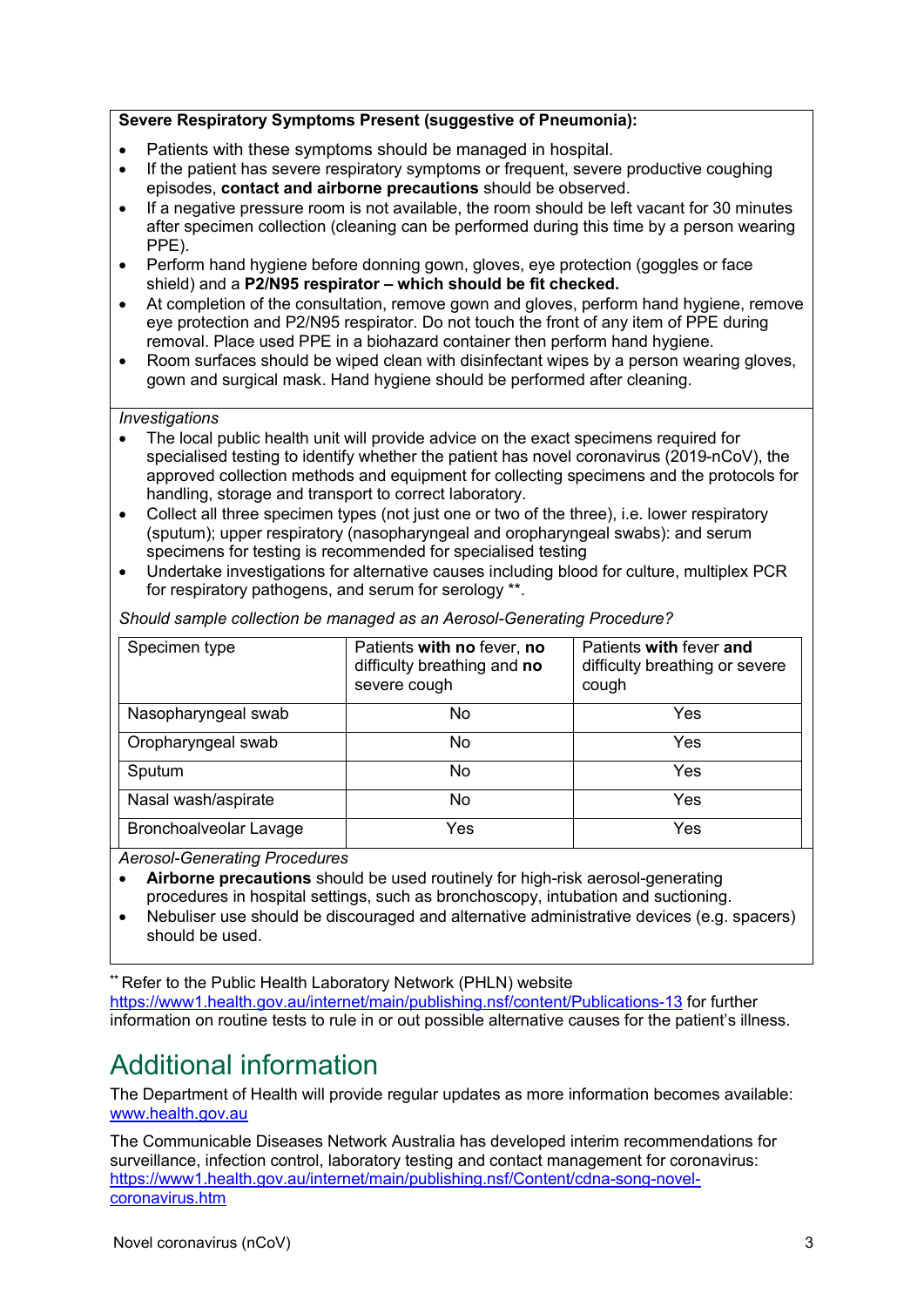**Severe Respiratory Symptoms Present (suggestive of Pneumonia):**

- Patients with these symptoms should be managed in hospital.
- If the patient has severe respiratory symptoms or frequent, severe productive coughing episodes, **contact and airborne precautions** should be observed.
- If a negative pressure room is not available, the room should be left vacant for 30 minutes after specimen collection (cleaning can be performed during this time by a person wearing PPE).
- Perform hand hygiene before donning gown, gloves, eye protection (goggles or face shield) and a **P2/N95 respirator – which should be fit checked.**
- At completion of the consultation, remove gown and gloves, perform hand hygiene, remove eye protection and P2/N95 respirator. Do not touch the front of any item of PPE during removal. Place used PPE in a biohazard container then perform hand hygiene.
- Room surfaces should be wiped clean with disinfectant wipes by a person wearing gloves, gown and surgical mask. Hand hygiene should be performed after cleaning.

*Investigations*

- The local public health unit will provide advice on the exact specimens required for specialised testing to identify whether the patient has novel coronavirus (2019-nCoV), the approved collection methods and equipment for collecting specimens and the protocols for handling, storage and transport to correct laboratory.
- Collect all three specimen types (not just one or two of the three), i.e. lower respiratory (sputum); upper respiratory (nasopharyngeal and oropharyngeal swabs): and serum specimens for testing is recommended for specialised testing
- Undertake investigations for alternative causes including blood for culture, multiplex PCR for respiratory pathogens, and serum for serology **.

*Should sample collection be managed as an Aerosol-Generating Procedure?*

| Specimen type | Patients **with no** fever, **no** difficulty breathing and **no** severe cough | Patients **with** fever **and** difficulty breathing or severe cough |
|---|---|---|
| Nasopharyngeal swab | No | Yes |
| Oropharyngeal swab | No | Yes |
| Sputum | No | Yes |
| Nasal wash/aspirate | No | Yes |
| Bronchoalveolar Lavage | Yes | Yes |

*Aerosol-Generating Procedures*

- **Airborne precautions** should be used routinely for high-risk aerosol-generating procedures in hospital settings, such as bronchoscopy, intubation and suctioning.
- Nebuliser use should be discouraged and alternative administrative devices (e.g. spacers) should be used.

** Refer to the Public Health Laboratory Network (PHLN) website https://www1.health.gov.au/internet/main/publishing.nsf/content/Publications-13 for further information on routine tests to rule in or out possible alternative causes for the patient's illness.

# Additional information

The Department of Health will provide regular updates as more information becomes available: www.health.gov.au

The Communicable Diseases Network Australia has developed interim recommendations for surveillance, infection control, laboratory testing and contact management for coronavirus: https://www1.health.gov.au/internet/main/publishing.nsf/Content/cdna-song-novel-coronavirus.htm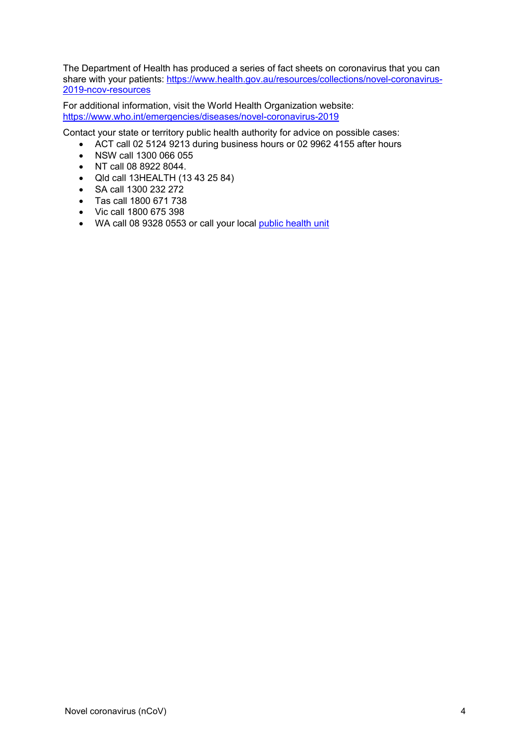The Department of Health has produced a series of fact sheets on coronavirus that you can share with your patients: [https://www.health.gov.au/resources/collections/novel-coronavirus-2019-ncov-resources](https://www.health.gov.au/resources/collections/novel-coronavirus-2019-ncov-resources)

For additional information, visit the World Health Organization website: [https://www.who.int/emergencies/diseases/novel-coronavirus-2019](https://www.who.int/emergencies/diseases/novel-coronavirus-2019)

Contact your state or territory public health authority for advice on possible cases:

- ACT call 02 5124 9213 during business hours or 02 9962 4155 after hours
- NSW call 1300 066 055
- NT call 08 8922 8044.
- Qld call 13HEALTH (13 43 25 84)
- SA call 1300 232 272
- Tas call 1800 671 738
- Vic call 1800 675 398
- WA call 08 9328 0553 or call your local public health unit